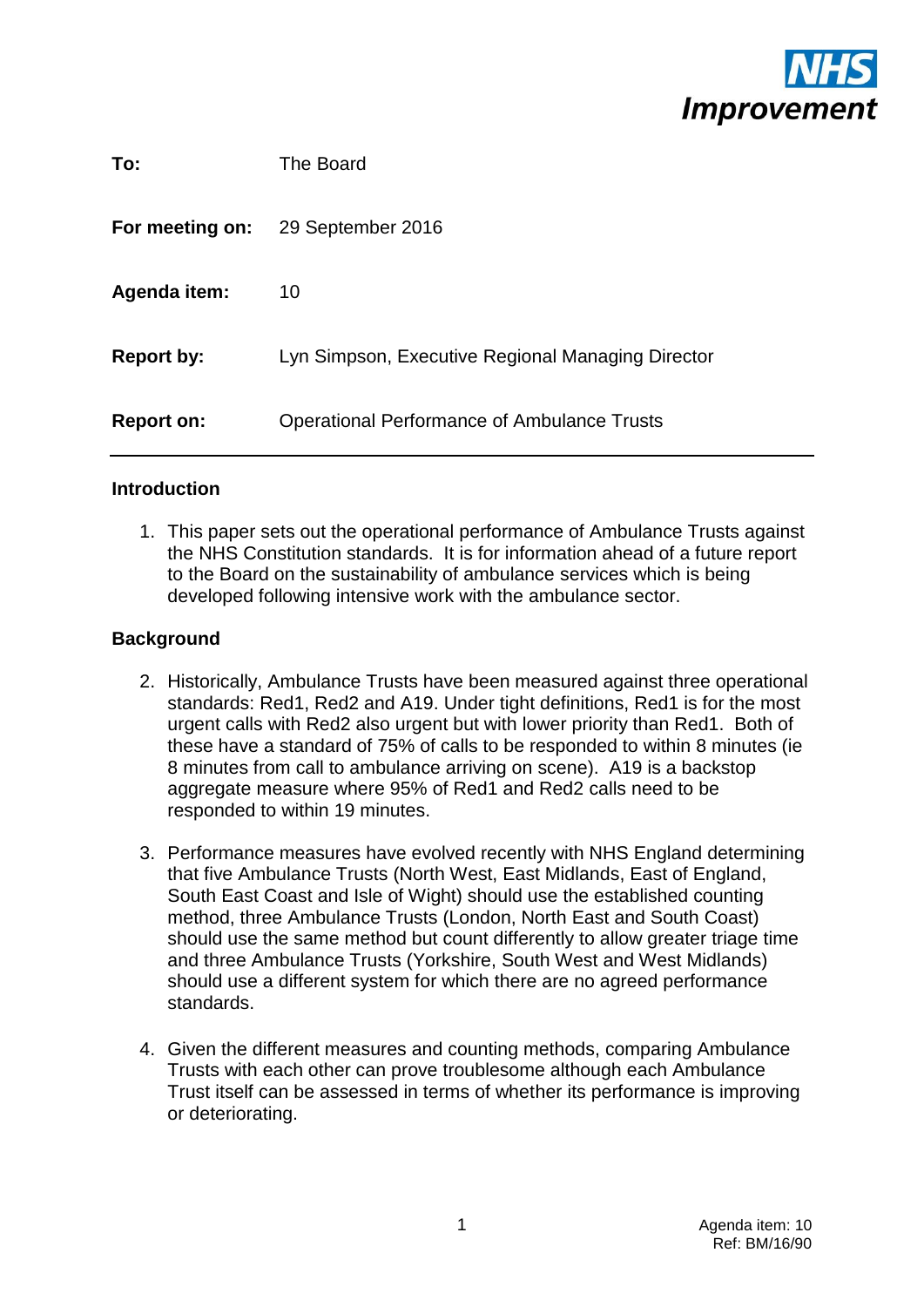**To:** The Board

**For meeting on:** 29 September 2016

**Agenda item:** 10

**Report by:** Lyn Simpson, Executive Regional Managing Director

**Report on:** Operational Performance of Ambulance Trusts

---

## Introduction

1. This paper sets out the operational performance of Ambulance Trusts against the NHS Constitution standards. It is for information ahead of a future report to the Board on the sustainability of ambulance services which is being developed following intensive work with the ambulance sector.

## Background

2. Historically, Ambulance Trusts have been measured against three operational standards: Red1, Red2 and A19. Under tight definitions, Red1 is for the most urgent calls with Red2 also urgent but with lower priority than Red1. Both of these have a standard of 75% of calls to be responded to within 8 minutes (ie 8 minutes from call to ambulance arriving on scene). A19 is a backstop aggregate measure where 95% of Red1 and Red2 calls need to be responded to within 19 minutes.

3. Performance measures have evolved recently with NHS England determining that five Ambulance Trusts (North West, East Midlands, East of England, South East Coast and Isle of Wight) should use the established counting method, three Ambulance Trusts (London, North East and South Coast) should use the same method but count differently to allow greater triage time and three Ambulance Trusts (Yorkshire, South West and West Midlands) should use a different system for which there are no agreed performance standards.

4. Given the different measures and counting methods, comparing Ambulance Trusts with each other can prove troublesome although each Ambulance Trust itself can be assessed in terms of whether its performance is improving or deteriorating.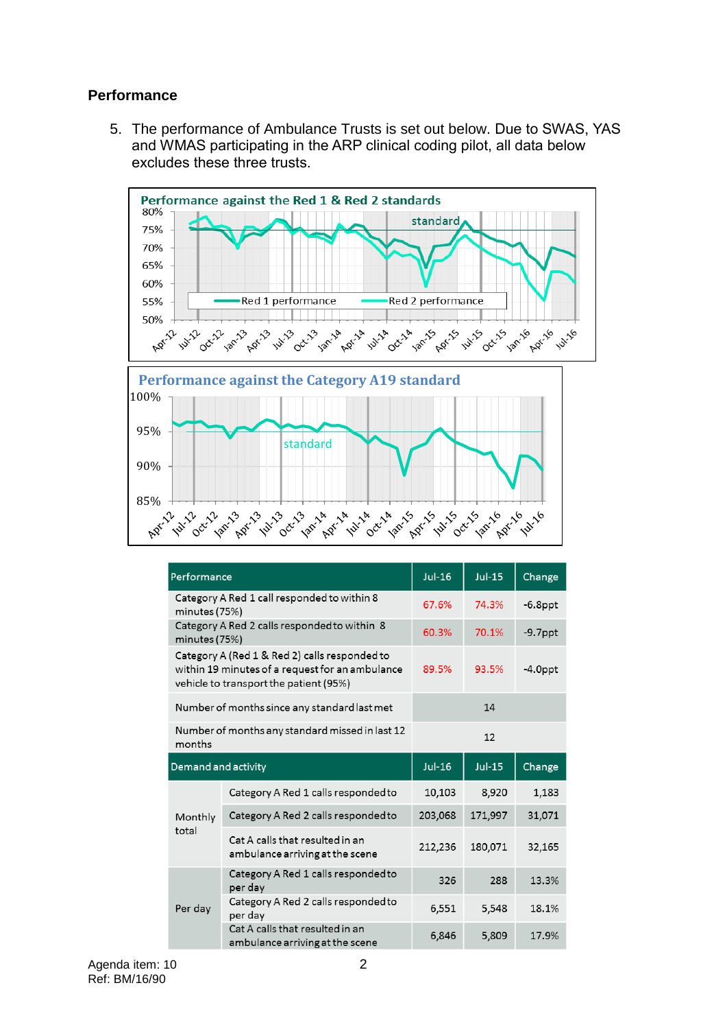## Performance

5. The performance of Ambulance Trusts is set out below. Due to SWAS, YAS and WMAS participating in the ARP clinical coding pilot, all data below excludes these three trusts.

**Performance against the Red 1 & Red 2 standards**

**Performance against the Category A19 standard**

| Performance | | Jul-16 | Jul-15 | Change |
|---|---|---|---|---|
| Category A Red 1 call responded to within 8 minutes (75%) | | 67.6% | 74.3% | -6.8ppt |
| Category A Red 2 calls responded to within 8 minutes (75%) | | 60.3% | 70.1% | -9.7ppt |
| Category A (Red 1 & Red 2) calls responded to within 19 minutes of a request for an ambulance vehicle to transport the patient (95%) | | 89.5% | 93.5% | -4.0ppt |
| Number of months since any standard last met | | 14 | | |
| Number of months any standard missed in last 12 months | | 12 | | |
| **Demand and activity** | | **Jul-16** | **Jul-15** | **Change** |
| Monthly total | Category A Red 1 calls responded to | 10,103 | 8,920 | 1,183 |
| | Category A Red 2 calls responded to | 203,068 | 171,997 | 31,071 |
| | Cat A calls that resulted in an ambulance arriving at the scene | 212,236 | 180,071 | 32,165 |
| Per day | Category A Red 1 calls responded to per day | 326 | 288 | 13.3% |
| | Category A Red 2 calls responded to per day | 6,551 | 5,548 | 18.1% |
| | Cat A calls that resulted in an ambulance arriving at the scene | 6,846 | 5,809 | 17.9% |

Agenda item: 10
Ref: BM/16/90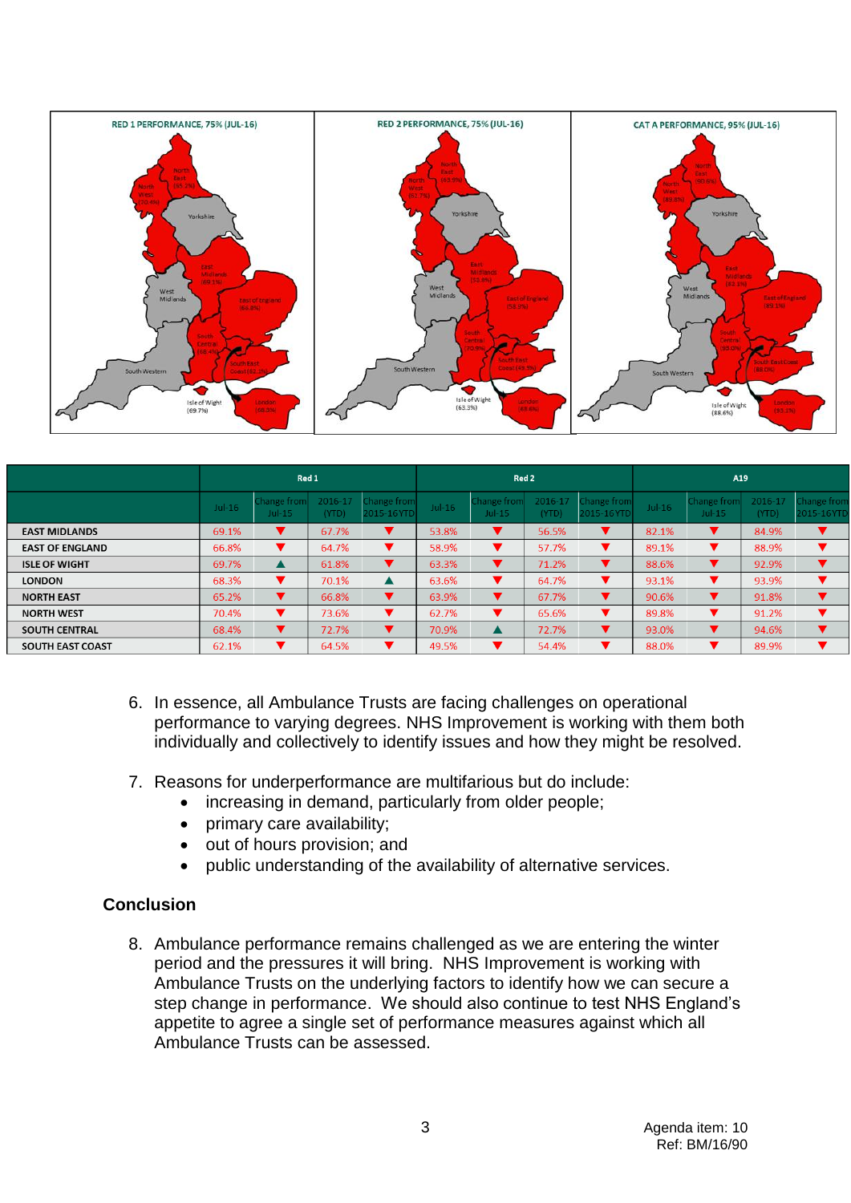RED 1 PERFORMANCE, 75% (JUL-16)

RED 2 PERFORMANCE, 75% (JUL-16)

CAT A PERFORMANCE, 95% (JUL-16)

| | Red 1 | | | | Red 2 | | | | A19 | | | |
|---|---|---|---|---|---|---|---|---|---|---|---|---|
| | Jul-16 | Change from Jul-15 | 2016-17 (YTD) | Change from 2015-16YTD | Jul-16 | Change from Jul-15 | 2016-17 (YTD) | Change from 2015-16YTD | Jul-16 | Change from Jul-15 | 2016-17 (YTD) | Change from 2015-16YTD |
| EAST MIDLANDS | 69.1% | ▼ | 67.7% | ▼ | 53.8% | ▼ | 56.5% | ▼ | 82.1% | ▼ | 84.9% | ▼ |
| EAST OF ENGLAND | 66.8% | ▼ | 64.7% | ▼ | 58.9% | ▼ | 57.7% | ▼ | 89.1% | ▼ | 88.9% | ▼ |
| ISLE OF WIGHT | 69.7% | ▲ | 61.8% | ▼ | 63.3% | ▼ | 71.2% | ▼ | 88.6% | ▼ | 92.9% | ▼ |
| LONDON | 68.3% | ▼ | 70.1% | ▲ | 63.6% | ▼ | 64.7% | ▼ | 93.1% | ▼ | 93.9% | ▼ |
| NORTH EAST | 65.2% | ▼ | 66.8% | ▼ | 63.9% | ▼ | 67.7% | ▼ | 90.6% | ▼ | 91.8% | ▼ |
| NORTH WEST | 70.4% | ▼ | 73.6% | ▼ | 62.7% | ▼ | 65.6% | ▼ | 89.8% | ▼ | 91.2% | ▼ |
| SOUTH CENTRAL | 68.4% | ▼ | 72.7% | ▼ | 70.9% | ▲ | 72.7% | ▼ | 93.0% | ▼ | 94.6% | ▼ |
| SOUTH EAST COAST | 62.1% | ▼ | 64.5% | ▼ | 49.5% | ▼ | 54.4% | ▼ | 88.0% | ▼ | 89.9% | ▼ |

6. In essence, all Ambulance Trusts are facing challenges on operational performance to varying degrees. NHS Improvement is working with them both individually and collectively to identify issues and how they might be resolved.

7. Reasons for underperformance are multifarious but do include:
   - increasing in demand, particularly from older people;
   - primary care availability;
   - out of hours provision; and
   - public understanding of the availability of alternative services.

## Conclusion

8. Ambulance performance remains challenged as we are entering the winter period and the pressures it will bring. NHS Improvement is working with Ambulance Trusts on the underlying factors to identify how we can secure a step change in performance. We should also continue to test NHS England's appetite to agree a single set of performance measures against which all Ambulance Trusts can be assessed.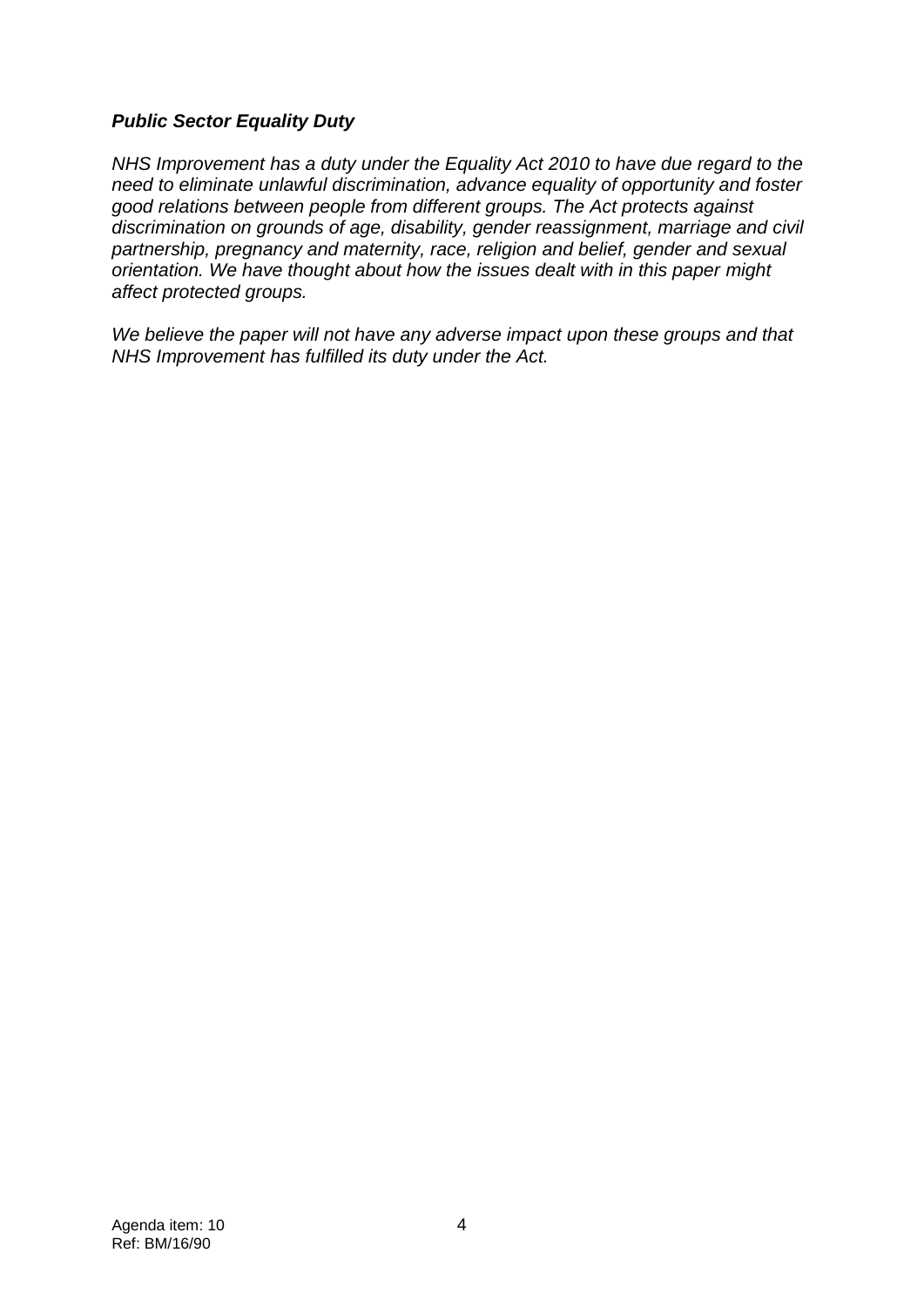***Public Sector Equality Duty***

*NHS Improvement has a duty under the Equality Act 2010 to have due regard to the need to eliminate unlawful discrimination, advance equality of opportunity and foster good relations between people from different groups. The Act protects against discrimination on grounds of age, disability, gender reassignment, marriage and civil partnership, pregnancy and maternity, race, religion and belief, gender and sexual orientation. We have thought about how the issues dealt with in this paper might affect protected groups.*

*We believe the paper will not have any adverse impact upon these groups and that NHS Improvement has fulfilled its duty under the Act.*